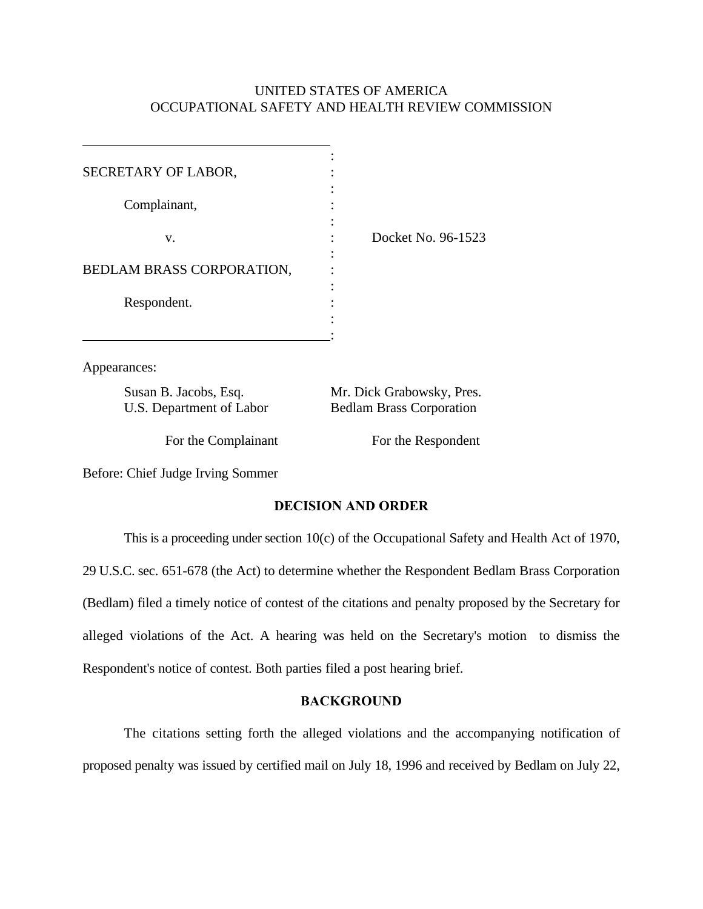UNITED STATES OF AMERICA
OCCUPATIONAL SAFETY AND HEALTH REVIEW COMMISSION

SECRETARY OF LABOR,

Complainant,

v.

BEDLAM BRASS CORPORATION,

Respondent.

Docket No. 96-1523

Appearances:

| | |
|---|---|
| Susan B. Jacobs, Esq.<br>U.S. Department of Labor | Mr. Dick Grabowsky, Pres.<br>Bedlam Brass Corporation |
| For the Complainant | For the Respondent |

Before: Chief Judge Irving Sommer

## DECISION AND ORDER

This is a proceeding under section 10(c) of the Occupational Safety and Health Act of 1970, 29 U.S.C. sec. 651-678 (the Act) to determine whether the Respondent Bedlam Brass Corporation (Bedlam) filed a timely notice of contest of the citations and penalty proposed by the Secretary for alleged violations of the Act. A hearing was held on the Secretary's motion to dismiss the Respondent's notice of contest. Both parties filed a post hearing brief.

## BACKGROUND

The citations setting forth the alleged violations and the accompanying notification of proposed penalty was issued by certified mail on July 18, 1996 and received by Bedlam on July 22,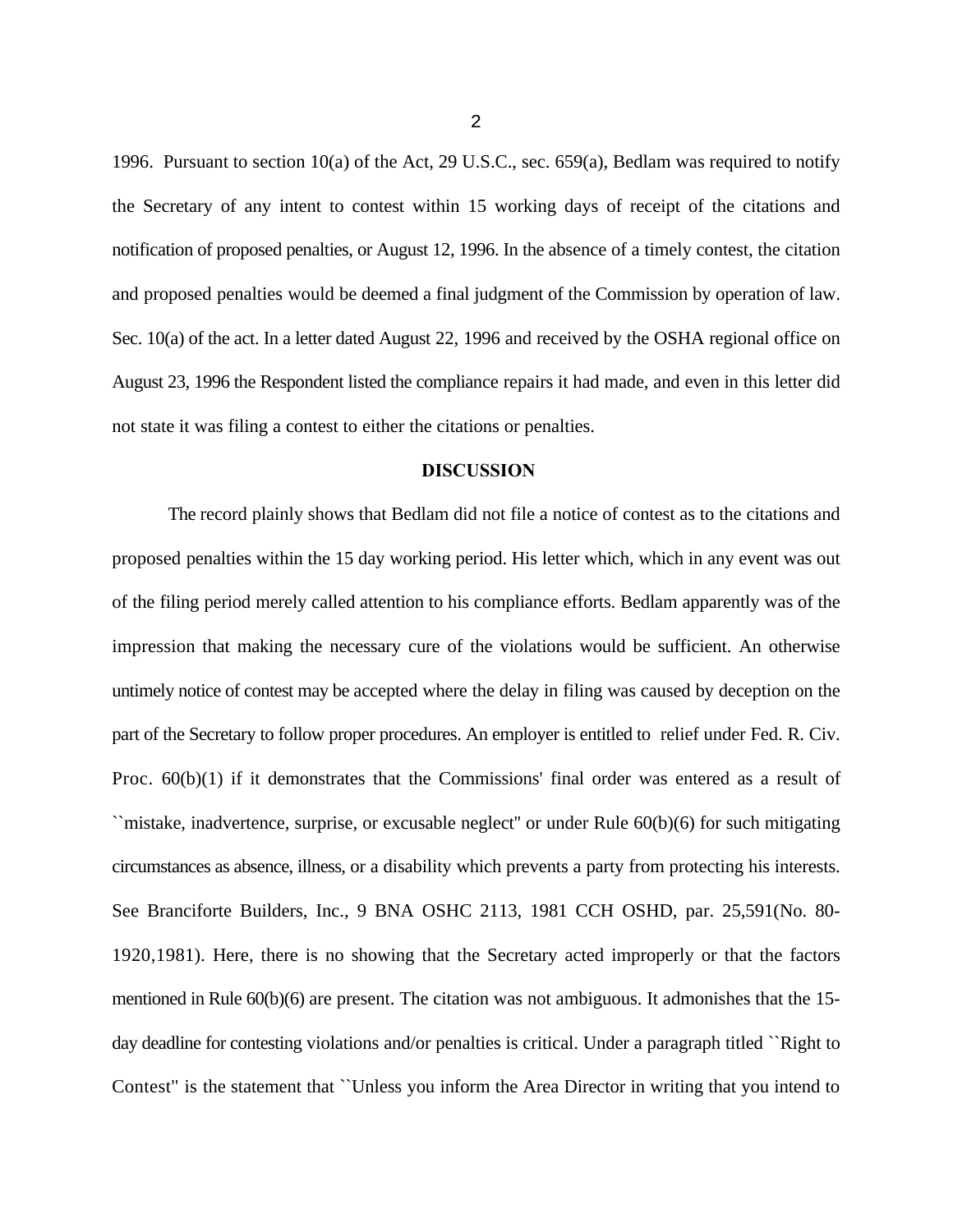1996. Pursuant to section 10(a) of the Act, 29 U.S.C., sec. 659(a), Bedlam was required to notify the Secretary of any intent to contest within 15 working days of receipt of the citations and notification of proposed penalties, or August 12, 1996. In the absence of a timely contest, the citation and proposed penalties would be deemed a final judgment of the Commission by operation of law. Sec. 10(a) of the act. In a letter dated August 22, 1996 and received by the OSHA regional office on August 23, 1996 the Respondent listed the compliance repairs it had made, and even in this letter did not state it was filing a contest to either the citations or penalties.

## DISCUSSION

The record plainly shows that Bedlam did not file a notice of contest as to the citations and proposed penalties within the 15 day working period. His letter which, which in any event was out of the filing period merely called attention to his compliance efforts. Bedlam apparently was of the impression that making the necessary cure of the violations would be sufficient. An otherwise untimely notice of contest may be accepted where the delay in filing was caused by deception on the part of the Secretary to follow proper procedures. An employer is entitled to relief under Fed. R. Civ. Proc. 60(b)(1) if it demonstrates that the Commissions' final order was entered as a result of ``mistake, inadvertence, surprise, or excusable neglect'' or under Rule 60(b)(6) for such mitigating circumstances as absence, illness, or a disability which prevents a party from protecting his interests. See Branciforte Builders, Inc., 9 BNA OSHC 2113, 1981 CCH OSHD, par. 25,591(No. 80-1920,1981). Here, there is no showing that the Secretary acted improperly or that the factors mentioned in Rule 60(b)(6) are present. The citation was not ambiguous. It admonishes that the 15-day deadline for contesting violations and/or penalties is critical. Under a paragraph titled ``Right to Contest'' is the statement that ``Unless you inform the Area Director in writing that you intend to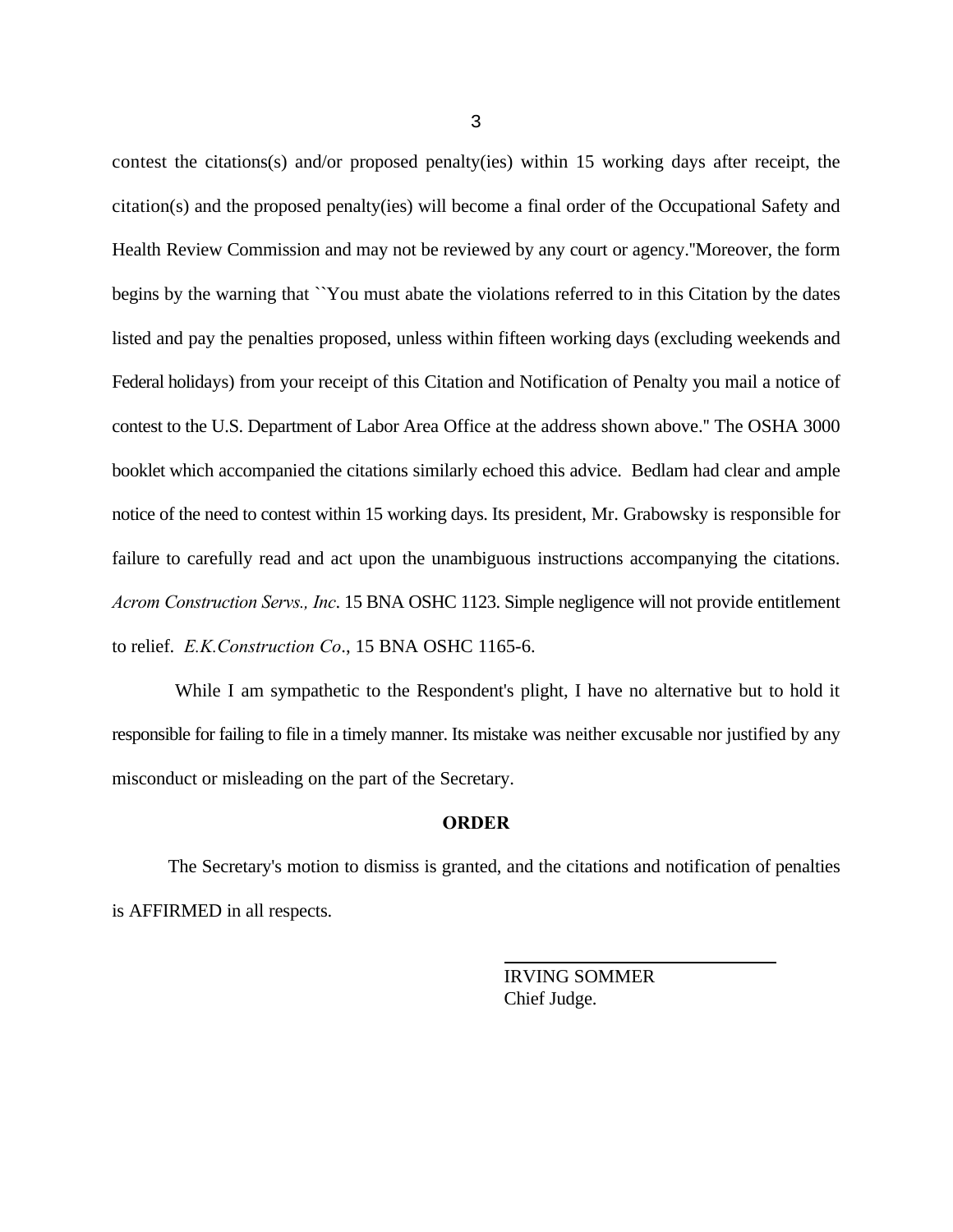contest the citations(s) and/or proposed penalty(ies) within 15 working days after receipt, the citation(s) and the proposed penalty(ies) will become a final order of the Occupational Safety and Health Review Commission and may not be reviewed by any court or agency."Moreover, the form begins by the warning that ``You must abate the violations referred to in this Citation by the dates listed and pay the penalties proposed, unless within fifteen working days (excluding weekends and Federal holidays) from your receipt of this Citation and Notification of Penalty you mail a notice of contest to the U.S. Department of Labor Area Office at the address shown above." The OSHA 3000 booklet which accompanied the citations similarly echoed this advice. Bedlam had clear and ample notice of the need to contest within 15 working days. Its president, Mr. Grabowsky is responsible for failure to carefully read and act upon the unambiguous instructions accompanying the citations. *Acrom Construction Servs., Inc*. 15 BNA OSHC 1123. Simple negligence will not provide entitlement to relief. *E.K.Construction Co*., 15 BNA OSHC 1165-6.

While I am sympathetic to the Respondent's plight, I have no alternative but to hold it responsible for failing to file in a timely manner. Its mistake was neither excusable nor justified by any misconduct or misleading on the part of the Secretary.

**ORDER**

The Secretary's motion to dismiss is granted, and the citations and notification of penalties is AFFIRMED in all respects.

IRVING SOMMER
Chief Judge.